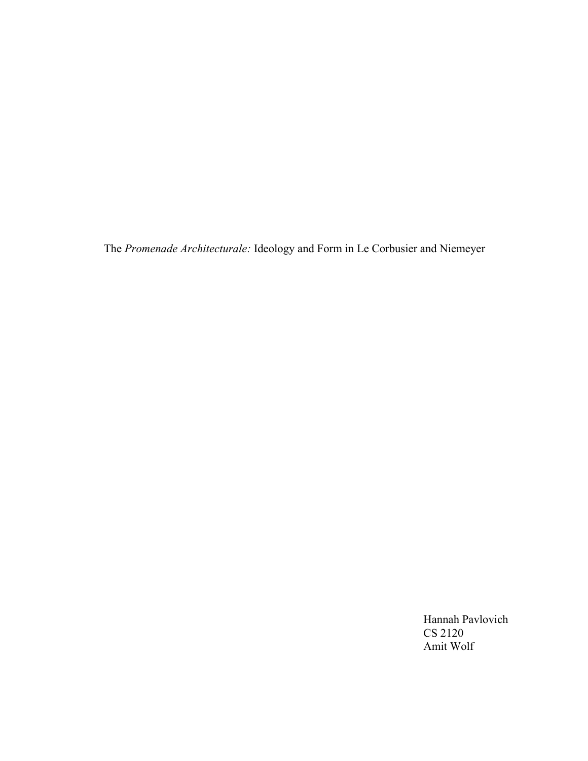# The *Promenade Architecturale:* Ideology and Form in Le Corbusier and Niemeyer

Hannah Pavlovich
CS 2120
Amit Wolf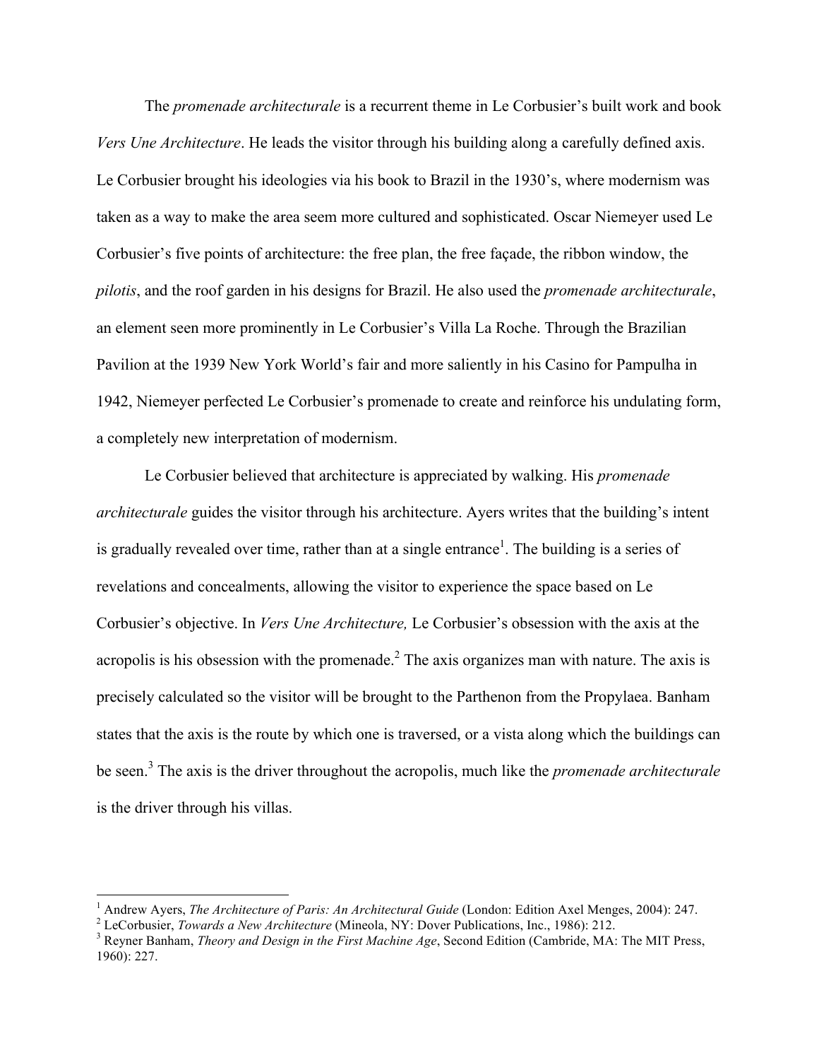The *promenade architecturale* is a recurrent theme in Le Corbusier's built work and book *Vers Une Architecture*. He leads the visitor through his building along a carefully defined axis. Le Corbusier brought his ideologies via his book to Brazil in the 1930's, where modernism was taken as a way to make the area seem more cultured and sophisticated. Oscar Niemeyer used Le Corbusier's five points of architecture: the free plan, the free façade, the ribbon window, the *pilotis*, and the roof garden in his designs for Brazil. He also used the *promenade architecturale*, an element seen more prominently in Le Corbusier's Villa La Roche. Through the Brazilian Pavilion at the 1939 New York World's fair and more saliently in his Casino for Pampulha in 1942, Niemeyer perfected Le Corbusier's promenade to create and reinforce his undulating form, a completely new interpretation of modernism.

Le Corbusier believed that architecture is appreciated by walking. His *promenade architecturale* guides the visitor through his architecture. Ayers writes that the building's intent is gradually revealed over time, rather than at a single entrance[1]. The building is a series of revelations and concealments, allowing the visitor to experience the space based on Le Corbusier's objective. In *Vers Une Architecture,* Le Corbusier's obsession with the axis at the acropolis is his obsession with the promenade.[2] The axis organizes man with nature. The axis is precisely calculated so the visitor will be brought to the Parthenon from the Propylaea. Banham states that the axis is the route by which one is traversed, or a vista along which the buildings can be seen.[3] The axis is the driver throughout the acropolis, much like the *promenade architecturale* is the driver through his villas.

---

[1] Andrew Ayers, *The Architecture of Paris: An Architectural Guide* (London: Edition Axel Menges, 2004): 247.

[2] LeCorbusier, *Towards a New Architecture* (Mineola, NY: Dover Publications, Inc., 1986): 212.

[3] Reyner Banham, *Theory and Design in the First Machine Age*, Second Edition (Cambride, MA: The MIT Press, 1960): 227.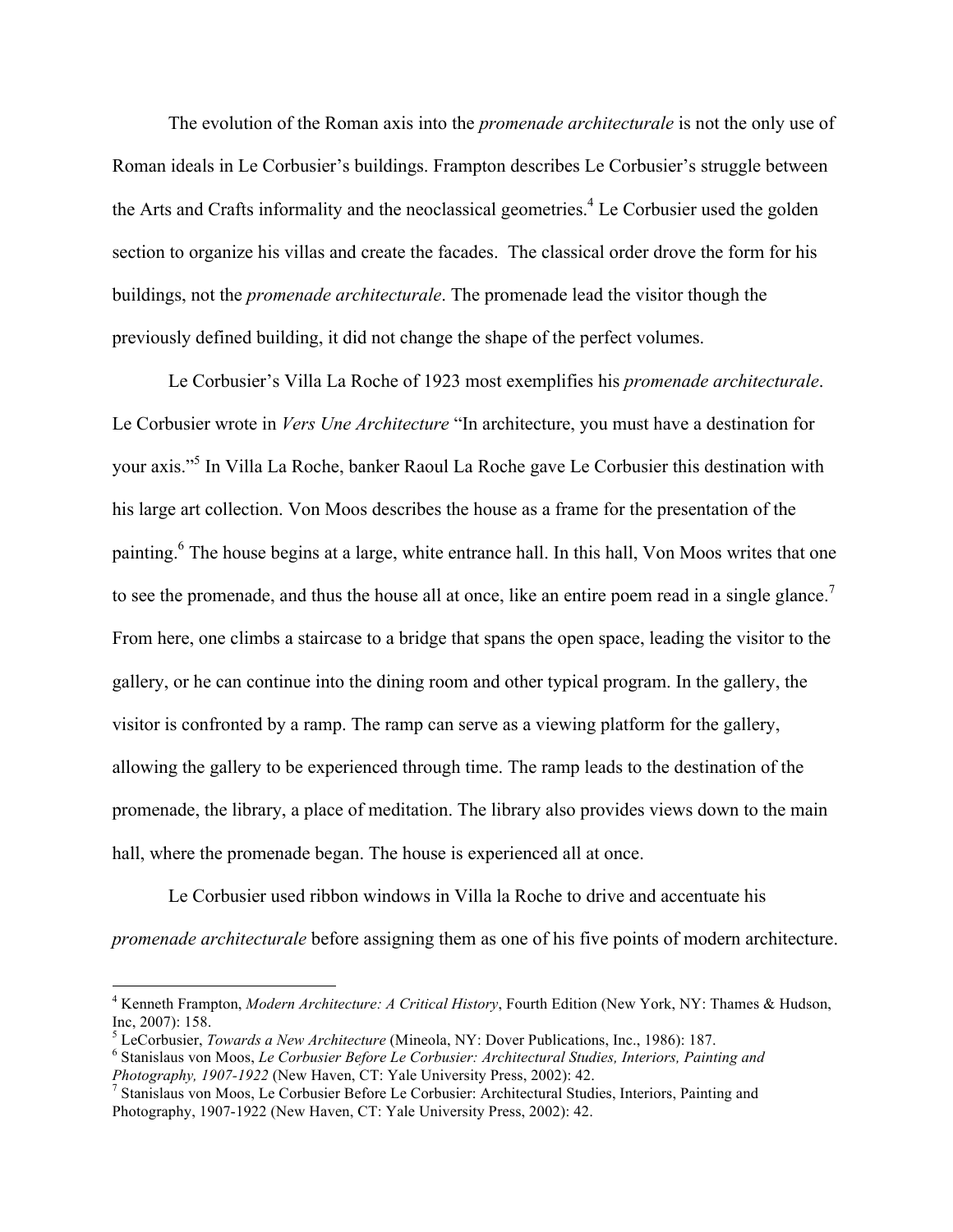The evolution of the Roman axis into the *promenade architecturale* is not the only use of Roman ideals in Le Corbusier's buildings. Frampton describes Le Corbusier's struggle between the Arts and Crafts informality and the neoclassical geometries.[4] Le Corbusier used the golden section to organize his villas and create the facades. The classical order drove the form for his buildings, not the *promenade architecturale*. The promenade lead the visitor though the previously defined building, it did not change the shape of the perfect volumes.

Le Corbusier's Villa La Roche of 1923 most exemplifies his *promenade architecturale*. Le Corbusier wrote in *Vers Une Architecture* "In architecture, you must have a destination for your axis."[5] In Villa La Roche, banker Raoul La Roche gave Le Corbusier this destination with his large art collection. Von Moos describes the house as a frame for the presentation of the painting.[6] The house begins at a large, white entrance hall. In this hall, Von Moos writes that one to see the promenade, and thus the house all at once, like an entire poem read in a single glance.[7] From here, one climbs a staircase to a bridge that spans the open space, leading the visitor to the gallery, or he can continue into the dining room and other typical program. In the gallery, the visitor is confronted by a ramp. The ramp can serve as a viewing platform for the gallery, allowing the gallery to be experienced through time. The ramp leads to the destination of the promenade, the library, a place of meditation. The library also provides views down to the main hall, where the promenade began. The house is experienced all at once.

Le Corbusier used ribbon windows in Villa la Roche to drive and accentuate his *promenade architecturale* before assigning them as one of his five points of modern architecture.

---

[4] Kenneth Frampton, *Modern Architecture: A Critical History*, Fourth Edition (New York, NY: Thames & Hudson, Inc, 2007): 158.

[5] LeCorbusier, *Towards a New Architecture* (Mineola, NY: Dover Publications, Inc., 1986): 187.

[6] Stanislaus von Moos, *Le Corbusier Before Le Corbusier: Architectural Studies, Interiors, Painting and Photography, 1907-1922* (New Haven, CT: Yale University Press, 2002): 42.

[7] Stanislaus von Moos, Le Corbusier Before Le Corbusier: Architectural Studies, Interiors, Painting and Photography, 1907-1922 (New Haven, CT: Yale University Press, 2002): 42.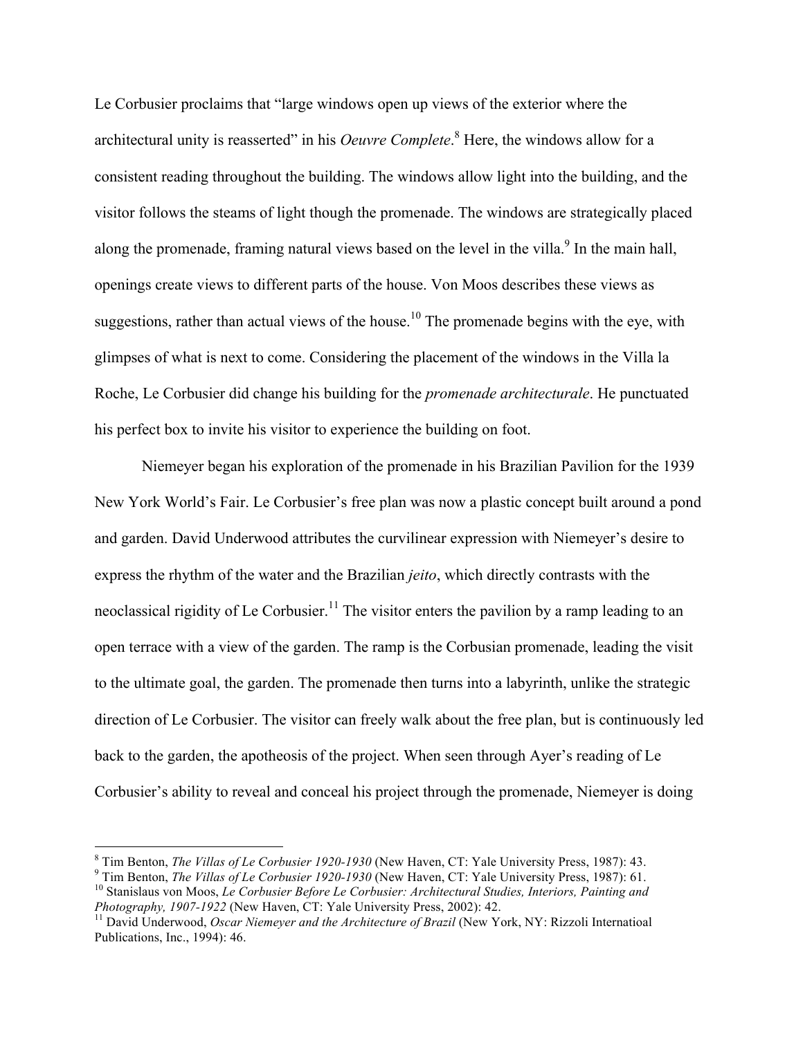Le Corbusier proclaims that "large windows open up views of the exterior where the architectural unity is reasserted" in his *Oeuvre Complete*.[8] Here, the windows allow for a consistent reading throughout the building. The windows allow light into the building, and the visitor follows the steams of light though the promenade. The windows are strategically placed along the promenade, framing natural views based on the level in the villa.[9] In the main hall, openings create views to different parts of the house. Von Moos describes these views as suggestions, rather than actual views of the house.[10] The promenade begins with the eye, with glimpses of what is next to come. Considering the placement of the windows in the Villa la Roche, Le Corbusier did change his building for the *promenade architecturale*. He punctuated his perfect box to invite his visitor to experience the building on foot.

Niemeyer began his exploration of the promenade in his Brazilian Pavilion for the 1939 New York World's Fair. Le Corbusier's free plan was now a plastic concept built around a pond and garden. David Underwood attributes the curvilinear expression with Niemeyer's desire to express the rhythm of the water and the Brazilian *jeito*, which directly contrasts with the neoclassical rigidity of Le Corbusier.[11] The visitor enters the pavilion by a ramp leading to an open terrace with a view of the garden. The ramp is the Corbusian promenade, leading the visit to the ultimate goal, the garden. The promenade then turns into a labyrinth, unlike the strategic direction of Le Corbusier. The visitor can freely walk about the free plan, but is continuously led back to the garden, the apotheosis of the project. When seen through Ayer's reading of Le Corbusier's ability to reveal and conceal his project through the promenade, Niemeyer is doing

---

[8] Tim Benton, *The Villas of Le Corbusier 1920-1930* (New Haven, CT: Yale University Press, 1987): 43.

[9] Tim Benton, *The Villas of Le Corbusier 1920-1930* (New Haven, CT: Yale University Press, 1987): 61.

[10] Stanislaus von Moos, *Le Corbusier Before Le Corbusier: Architectural Studies, Interiors, Painting and Photography, 1907-1922* (New Haven, CT: Yale University Press, 2002): 42.

[11] David Underwood, *Oscar Niemeyer and the Architecture of Brazil* (New York, NY: Rizzoli Internatioal Publications, Inc., 1994): 46.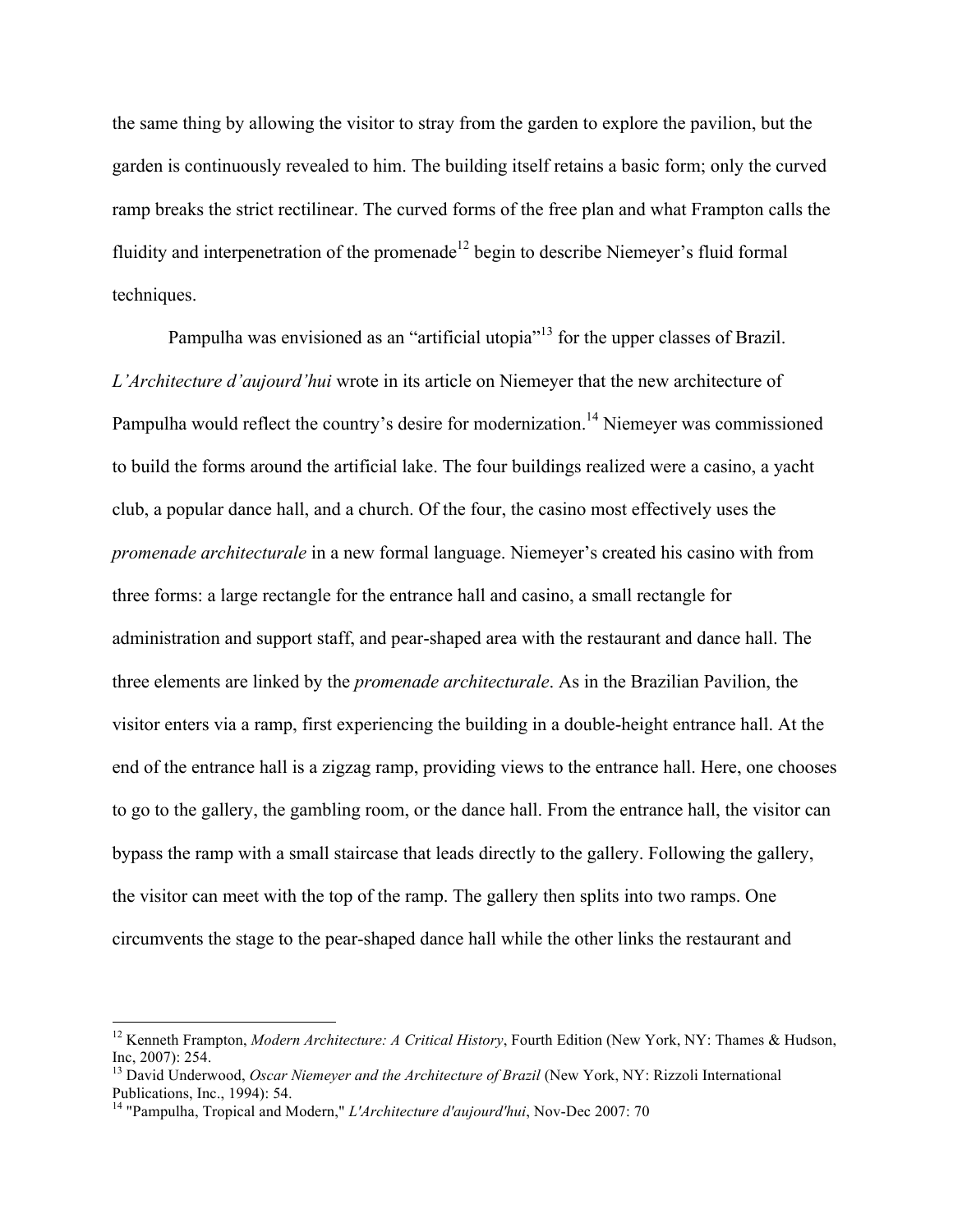the same thing by allowing the visitor to stray from the garden to explore the pavilion, but the garden is continuously revealed to him. The building itself retains a basic form; only the curved ramp breaks the strict rectilinear. The curved forms of the free plan and what Frampton calls the fluidity and interpenetration of the promenade[12] begin to describe Niemeyer's fluid formal techniques.

Pampulha was envisioned as an "artificial utopia"[13] for the upper classes of Brazil. *L'Architecture d'aujourd'hui* wrote in its article on Niemeyer that the new architecture of Pampulha would reflect the country's desire for modernization.[14] Niemeyer was commissioned to build the forms around the artificial lake. The four buildings realized were a casino, a yacht club, a popular dance hall, and a church. Of the four, the casino most effectively uses the *promenade architecturale* in a new formal language. Niemeyer's created his casino with from three forms: a large rectangle for the entrance hall and casino, a small rectangle for administration and support staff, and pear-shaped area with the restaurant and dance hall. The three elements are linked by the *promenade architecturale*. As in the Brazilian Pavilion, the visitor enters via a ramp, first experiencing the building in a double-height entrance hall. At the end of the entrance hall is a zigzag ramp, providing views to the entrance hall. Here, one chooses to go to the gallery, the gambling room, or the dance hall. From the entrance hall, the visitor can bypass the ramp with a small staircase that leads directly to the gallery. Following the gallery, the visitor can meet with the top of the ramp. The gallery then splits into two ramps. One circumvents the stage to the pear-shaped dance hall while the other links the restaurant and

---

[12] Kenneth Frampton, *Modern Architecture: A Critical History*, Fourth Edition (New York, NY: Thames & Hudson, Inc, 2007): 254.

[13] David Underwood, *Oscar Niemeyer and the Architecture of Brazil* (New York, NY: Rizzoli International Publications, Inc., 1994): 54.

[14] "Pampulha, Tropical and Modern," *L'Architecture d'aujourd'hui*, Nov-Dec 2007: 70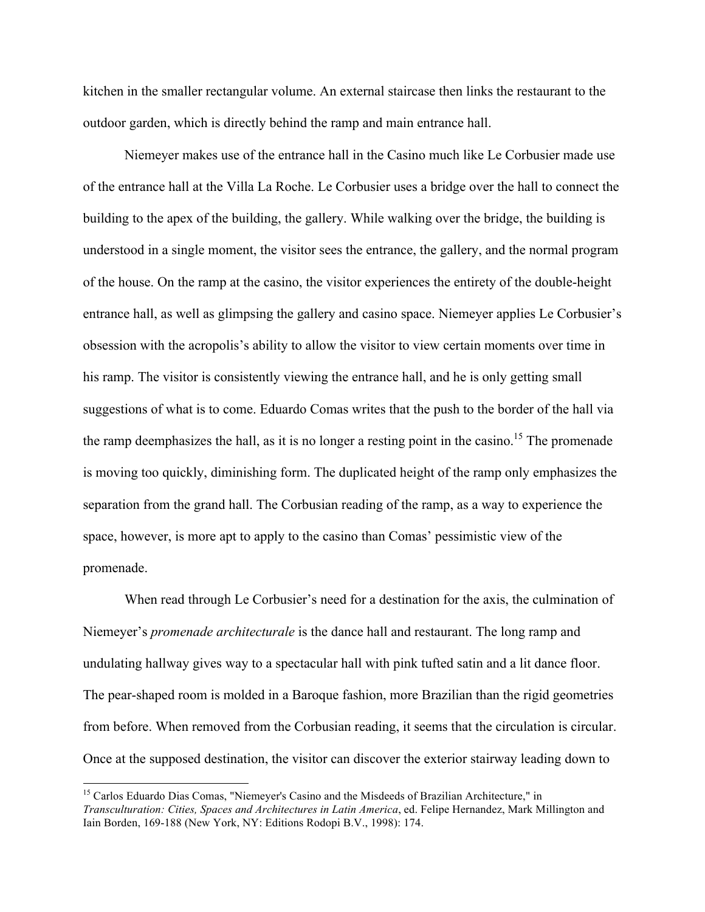kitchen in the smaller rectangular volume. An external staircase then links the restaurant to the outdoor garden, which is directly behind the ramp and main entrance hall.

Niemeyer makes use of the entrance hall in the Casino much like Le Corbusier made use of the entrance hall at the Villa La Roche. Le Corbusier uses a bridge over the hall to connect the building to the apex of the building, the gallery. While walking over the bridge, the building is understood in a single moment, the visitor sees the entrance, the gallery, and the normal program of the house. On the ramp at the casino, the visitor experiences the entirety of the double-height entrance hall, as well as glimpsing the gallery and casino space. Niemeyer applies Le Corbusier's obsession with the acropolis's ability to allow the visitor to view certain moments over time in his ramp. The visitor is consistently viewing the entrance hall, and he is only getting small suggestions of what is to come. Eduardo Comas writes that the push to the border of the hall via the ramp deemphasizes the hall, as it is no longer a resting point in the casino.[15] The promenade is moving too quickly, diminishing form. The duplicated height of the ramp only emphasizes the separation from the grand hall. The Corbusian reading of the ramp, as a way to experience the space, however, is more apt to apply to the casino than Comas' pessimistic view of the promenade.

When read through Le Corbusier's need for a destination for the axis, the culmination of Niemeyer's *promenade architecturale* is the dance hall and restaurant. The long ramp and undulating hallway gives way to a spectacular hall with pink tufted satin and a lit dance floor. The pear-shaped room is molded in a Baroque fashion, more Brazilian than the rigid geometries from before. When removed from the Corbusian reading, it seems that the circulation is circular. Once at the supposed destination, the visitor can discover the exterior stairway leading down to

---

[15] Carlos Eduardo Dias Comas, "Niemeyer's Casino and the Misdeeds of Brazilian Architecture," in *Transculturation: Cities, Spaces and Architectures in Latin America*, ed. Felipe Hernandez, Mark Millington and Iain Borden, 169-188 (New York, NY: Editions Rodopi B.V., 1998): 174.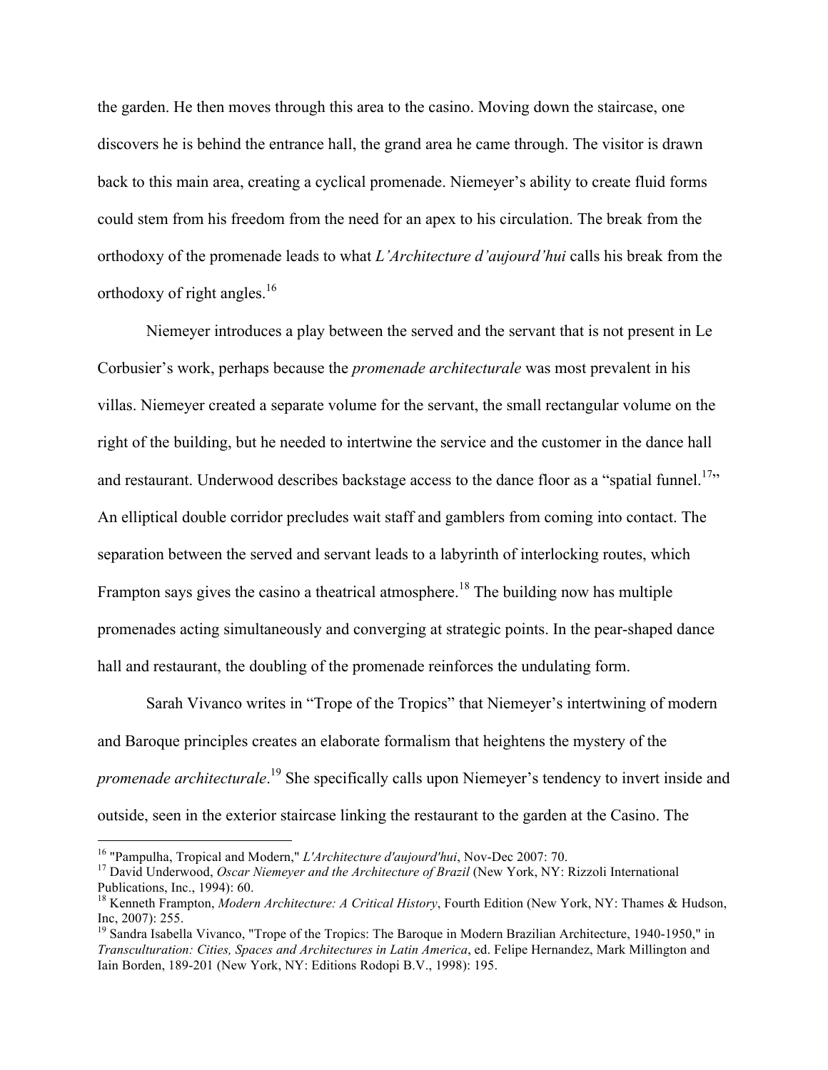the garden. He then moves through this area to the casino. Moving down the staircase, one discovers he is behind the entrance hall, the grand area he came through. The visitor is drawn back to this main area, creating a cyclical promenade. Niemeyer's ability to create fluid forms could stem from his freedom from the need for an apex to his circulation. The break from the orthodoxy of the promenade leads to what *L'Architecture d'aujourd'hui* calls his break from the orthodoxy of right angles.[16]

Niemeyer introduces a play between the served and the servant that is not present in Le Corbusier's work, perhaps because the *promenade architecturale* was most prevalent in his villas. Niemeyer created a separate volume for the servant, the small rectangular volume on the right of the building, but he needed to intertwine the service and the customer in the dance hall and restaurant. Underwood describes backstage access to the dance floor as a "spatial funnel.[17]" An elliptical double corridor precludes wait staff and gamblers from coming into contact. The separation between the served and servant leads to a labyrinth of interlocking routes, which Frampton says gives the casino a theatrical atmosphere.[18] The building now has multiple promenades acting simultaneously and converging at strategic points. In the pear-shaped dance hall and restaurant, the doubling of the promenade reinforces the undulating form.

Sarah Vivanco writes in "Trope of the Tropics" that Niemeyer's intertwining of modern and Baroque principles creates an elaborate formalism that heightens the mystery of the *promenade architecturale*.[19] She specifically calls upon Niemeyer's tendency to invert inside and outside, seen in the exterior staircase linking the restaurant to the garden at the Casino. The

---

[16] "Pampulha, Tropical and Modern," *L'Architecture d'aujourd'hui*, Nov-Dec 2007: 70.

[17] David Underwood, *Oscar Niemeyer and the Architecture of Brazil* (New York, NY: Rizzoli International Publications, Inc., 1994): 60.

[18] Kenneth Frampton, *Modern Architecture: A Critical History*, Fourth Edition (New York, NY: Thames & Hudson, Inc, 2007): 255.

[19] Sandra Isabella Vivanco, "Trope of the Tropics: The Baroque in Modern Brazilian Architecture, 1940-1950," in *Transculturation: Cities, Spaces and Architectures in Latin America*, ed. Felipe Hernandez, Mark Millington and Iain Borden, 189-201 (New York, NY: Editions Rodopi B.V., 1998): 195.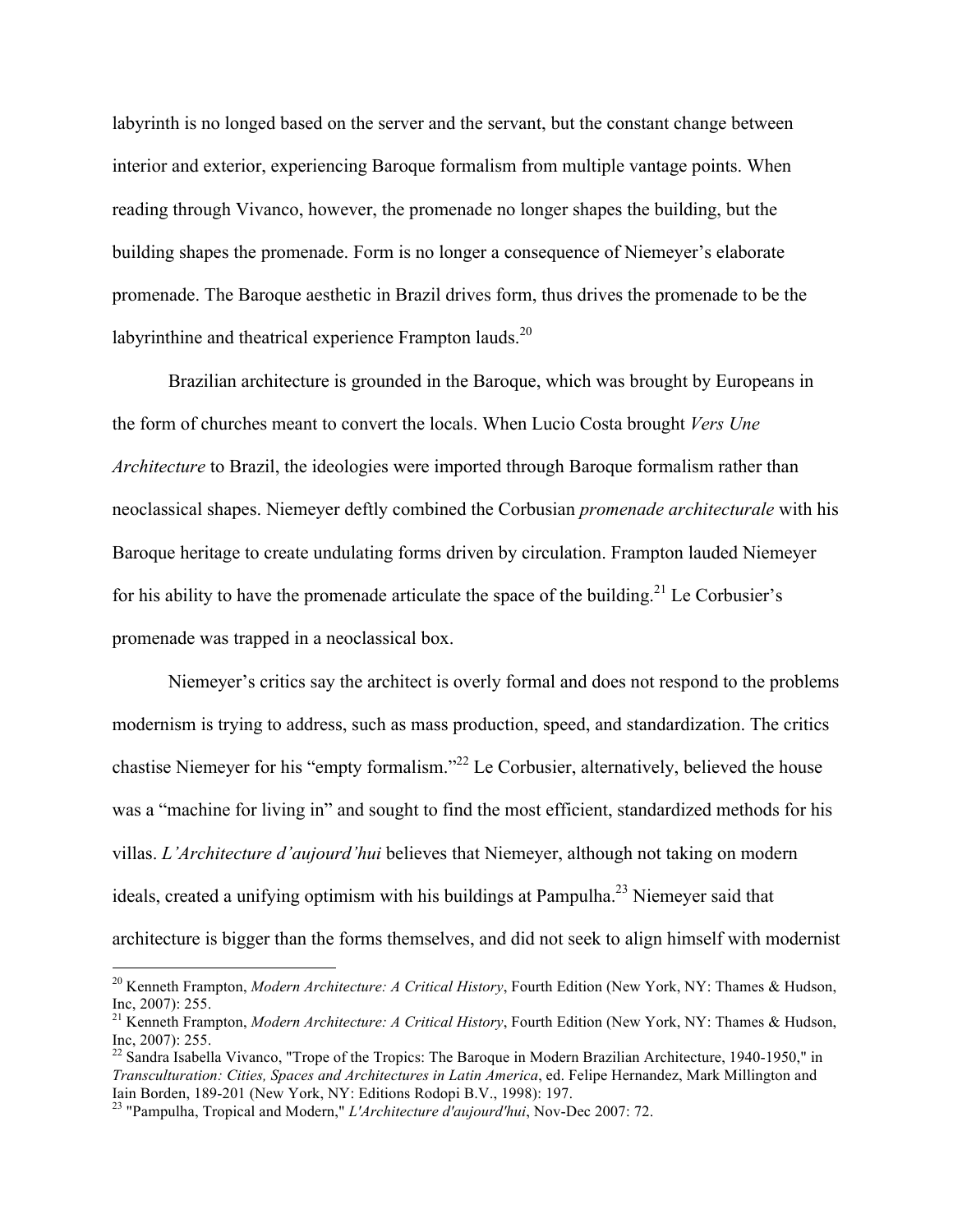labyrinth is no longed based on the server and the servant, but the constant change between interior and exterior, experiencing Baroque formalism from multiple vantage points. When reading through Vivanco, however, the promenade no longer shapes the building, but the building shapes the promenade. Form is no longer a consequence of Niemeyer's elaborate promenade. The Baroque aesthetic in Brazil drives form, thus drives the promenade to be the labyrinthine and theatrical experience Frampton lauds.[20]

Brazilian architecture is grounded in the Baroque, which was brought by Europeans in the form of churches meant to convert the locals. When Lucio Costa brought *Vers Une Architecture* to Brazil, the ideologies were imported through Baroque formalism rather than neoclassical shapes. Niemeyer deftly combined the Corbusian *promenade architecturale* with his Baroque heritage to create undulating forms driven by circulation. Frampton lauded Niemeyer for his ability to have the promenade articulate the space of the building.[21] Le Corbusier's promenade was trapped in a neoclassical box.

Niemeyer's critics say the architect is overly formal and does not respond to the problems modernism is trying to address, such as mass production, speed, and standardization. The critics chastise Niemeyer for his "empty formalism."[22] Le Corbusier, alternatively, believed the house was a "machine for living in" and sought to find the most efficient, standardized methods for his villas. *L'Architecture d'aujourd'hui* believes that Niemeyer, although not taking on modern ideals, created a unifying optimism with his buildings at Pampulha.[23] Niemeyer said that architecture is bigger than the forms themselves, and did not seek to align himself with modernist

---

[20] Kenneth Frampton, *Modern Architecture: A Critical History*, Fourth Edition (New York, NY: Thames & Hudson, Inc, 2007): 255.

[21] Kenneth Frampton, *Modern Architecture: A Critical History*, Fourth Edition (New York, NY: Thames & Hudson, Inc, 2007): 255.

[22] Sandra Isabella Vivanco, "Trope of the Tropics: The Baroque in Modern Brazilian Architecture, 1940-1950," in *Transculturation: Cities, Spaces and Architectures in Latin America*, ed. Felipe Hernandez, Mark Millington and Iain Borden, 189-201 (New York, NY: Editions Rodopi B.V., 1998): 197.

[23] "Pampulha, Tropical and Modern," *L'Architecture d'aujourd'hui*, Nov-Dec 2007: 72.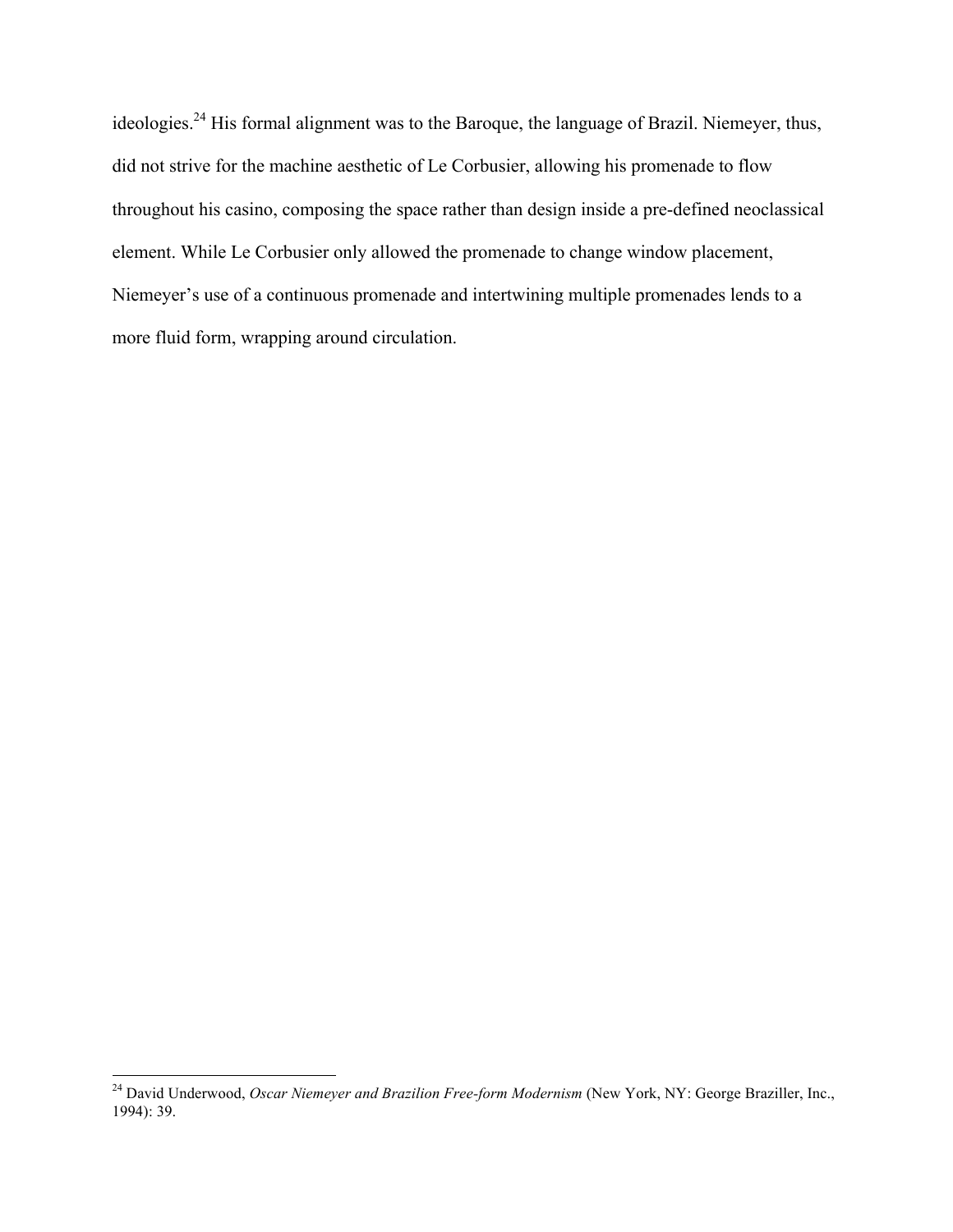ideologies.[24] His formal alignment was to the Baroque, the language of Brazil. Niemeyer, thus, did not strive for the machine aesthetic of Le Corbusier, allowing his promenade to flow throughout his casino, composing the space rather than design inside a pre-defined neoclassical element. While Le Corbusier only allowed the promenade to change window placement, Niemeyer's use of a continuous promenade and intertwining multiple promenades lends to a more fluid form, wrapping around circulation.

---

[24] David Underwood, *Oscar Niemeyer and Brazilion Free-form Modernism* (New York, NY: George Braziller, Inc., 1994): 39.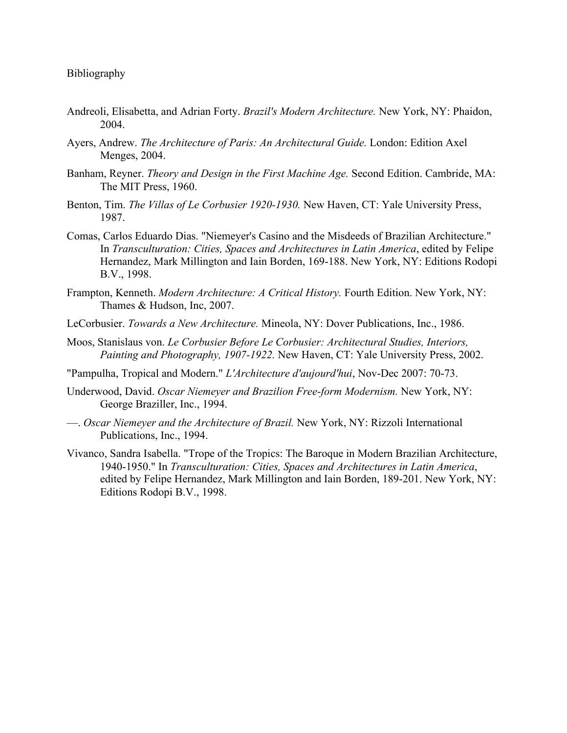# Bibliography

Andreoli, Elisabetta, and Adrian Forty. *Brazil's Modern Architecture.* New York, NY: Phaidon, 2004.

Ayers, Andrew. *The Architecture of Paris: An Architectural Guide.* London: Edition Axel Menges, 2004.

Banham, Reyner. *Theory and Design in the First Machine Age.* Second Edition. Cambride, MA: The MIT Press, 1960.

Benton, Tim. *The Villas of Le Corbusier 1920-1930.* New Haven, CT: Yale University Press, 1987.

Comas, Carlos Eduardo Dias. "Niemeyer's Casino and the Misdeeds of Brazilian Architecture." In *Transculturation: Cities, Spaces and Architectures in Latin America*, edited by Felipe Hernandez, Mark Millington and Iain Borden, 169-188. New York, NY: Editions Rodopi B.V., 1998.

Frampton, Kenneth. *Modern Architecture: A Critical History.* Fourth Edition. New York, NY: Thames & Hudson, Inc, 2007.

LeCorbusier. *Towards a New Architecture.* Mineola, NY: Dover Publications, Inc., 1986.

Moos, Stanislaus von. *Le Corbusier Before Le Corbusier: Architectural Studies, Interiors, Painting and Photography, 1907-1922.* New Haven, CT: Yale University Press, 2002.

"Pampulha, Tropical and Modern." *L'Architecture d'aujourd'hui*, Nov-Dec 2007: 70-73.

Underwood, David. *Oscar Niemeyer and Brazilion Free-form Modernism.* New York, NY: George Braziller, Inc., 1994.

—. *Oscar Niemeyer and the Architecture of Brazil.* New York, NY: Rizzoli International Publications, Inc., 1994.

Vivanco, Sandra Isabella. "Trope of the Tropics: The Baroque in Modern Brazilian Architecture, 1940-1950." In *Transculturation: Cities, Spaces and Architectures in Latin America*, edited by Felipe Hernandez, Mark Millington and Iain Borden, 189-201. New York, NY: Editions Rodopi B.V., 1998.